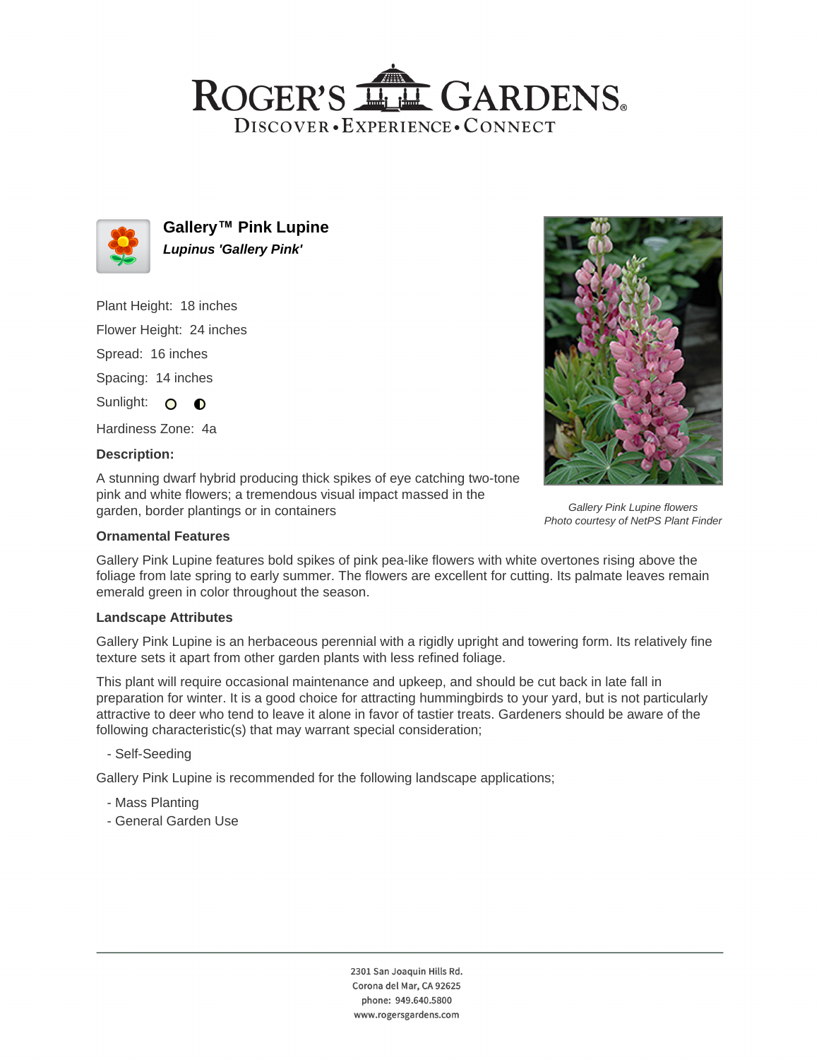# ROGER'S GARDENS

DISCOVER • EXPERIENCE • CONNECT

## Gallery™ Pink Lupine

***Lupinus 'Gallery Pink'***

Plant Height: 18 inches

Flower Height: 24 inches

Spread: 16 inches

Spacing: 14 inches

Sunlight:

Hardiness Zone: 4a

**Description:**

A stunning dwarf hybrid producing thick spikes of eye catching two-tone pink and white flowers; a tremendous visual impact massed in the garden, border plantings or in containers

*Gallery Pink Lupine flowers*
*Photo courtesy of NetPS Plant Finder*

### Ornamental Features

Gallery Pink Lupine features bold spikes of pink pea-like flowers with white overtones rising above the foliage from late spring to early summer. The flowers are excellent for cutting. Its palmate leaves remain emerald green in color throughout the season.

### Landscape Attributes

Gallery Pink Lupine is an herbaceous perennial with a rigidly upright and towering form. Its relatively fine texture sets it apart from other garden plants with less refined foliage.

This plant will require occasional maintenance and upkeep, and should be cut back in late fall in preparation for winter. It is a good choice for attracting hummingbirds to your yard, but is not particularly attractive to deer who tend to leave it alone in favor of tastier treats. Gardeners should be aware of the following characteristic(s) that may warrant special consideration;

- Self-Seeding

Gallery Pink Lupine is recommended for the following landscape applications;

- Mass Planting
- General Garden Use

2301 San Joaquin Hills Rd.
Corona del Mar, CA 92625
phone: 949.640.5800
www.rogersgardens.com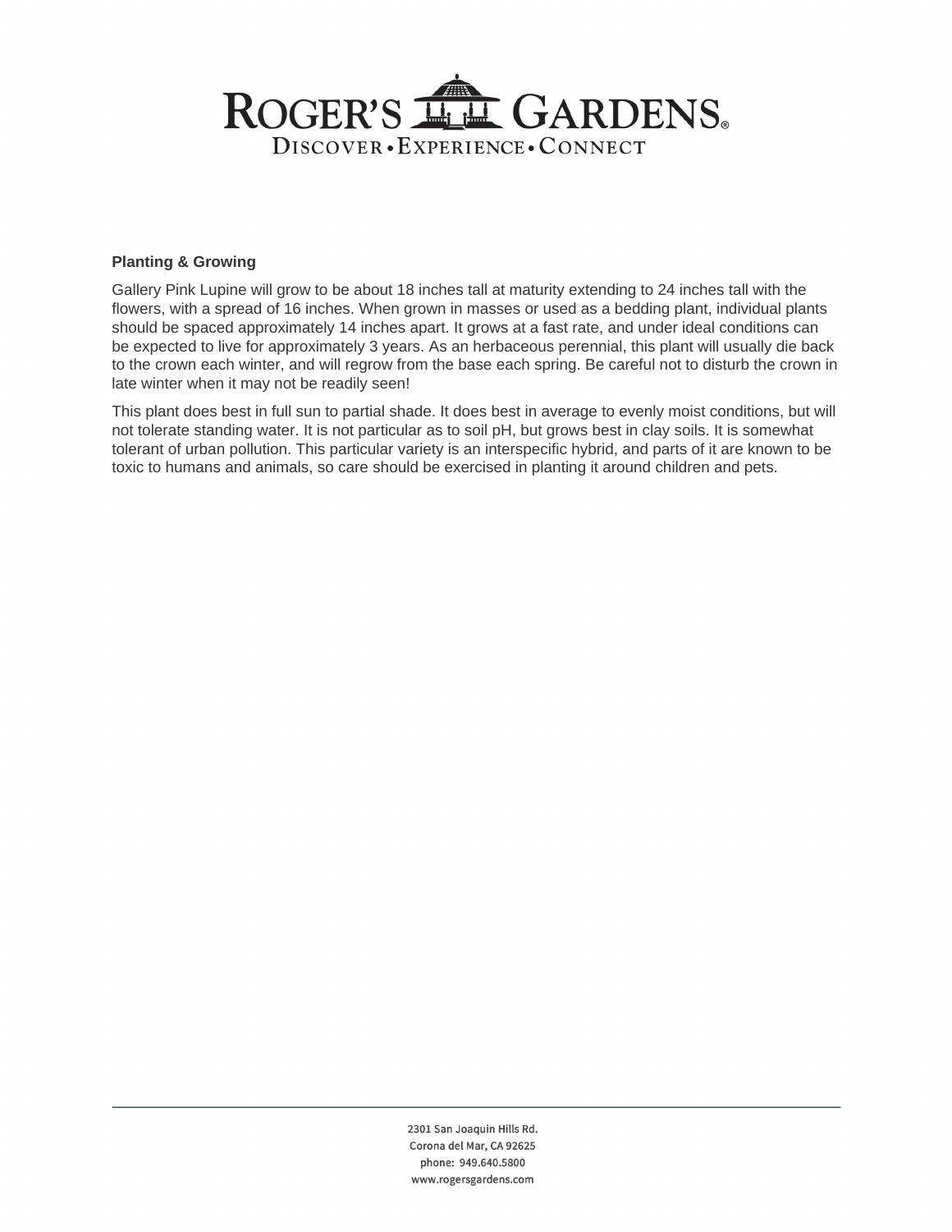**Planting & Growing**

Gallery Pink Lupine will grow to be about 18 inches tall at maturity extending to 24 inches tall with the flowers, with a spread of 16 inches. When grown in masses or used as a bedding plant, individual plants should be spaced approximately 14 inches apart. It grows at a fast rate, and under ideal conditions can be expected to live for approximately 3 years. As an herbaceous perennial, this plant will usually die back to the crown each winter, and will regrow from the base each spring. Be careful not to disturb the crown in late winter when it may not be readily seen!

This plant does best in full sun to partial shade. It does best in average to evenly moist conditions, but will not tolerate standing water. It is not particular as to soil pH, but grows best in clay soils. It is somewhat tolerant of urban pollution. This particular variety is an interspecific hybrid, and parts of it are known to be toxic to humans and animals, so care should be exercised in planting it around children and pets.